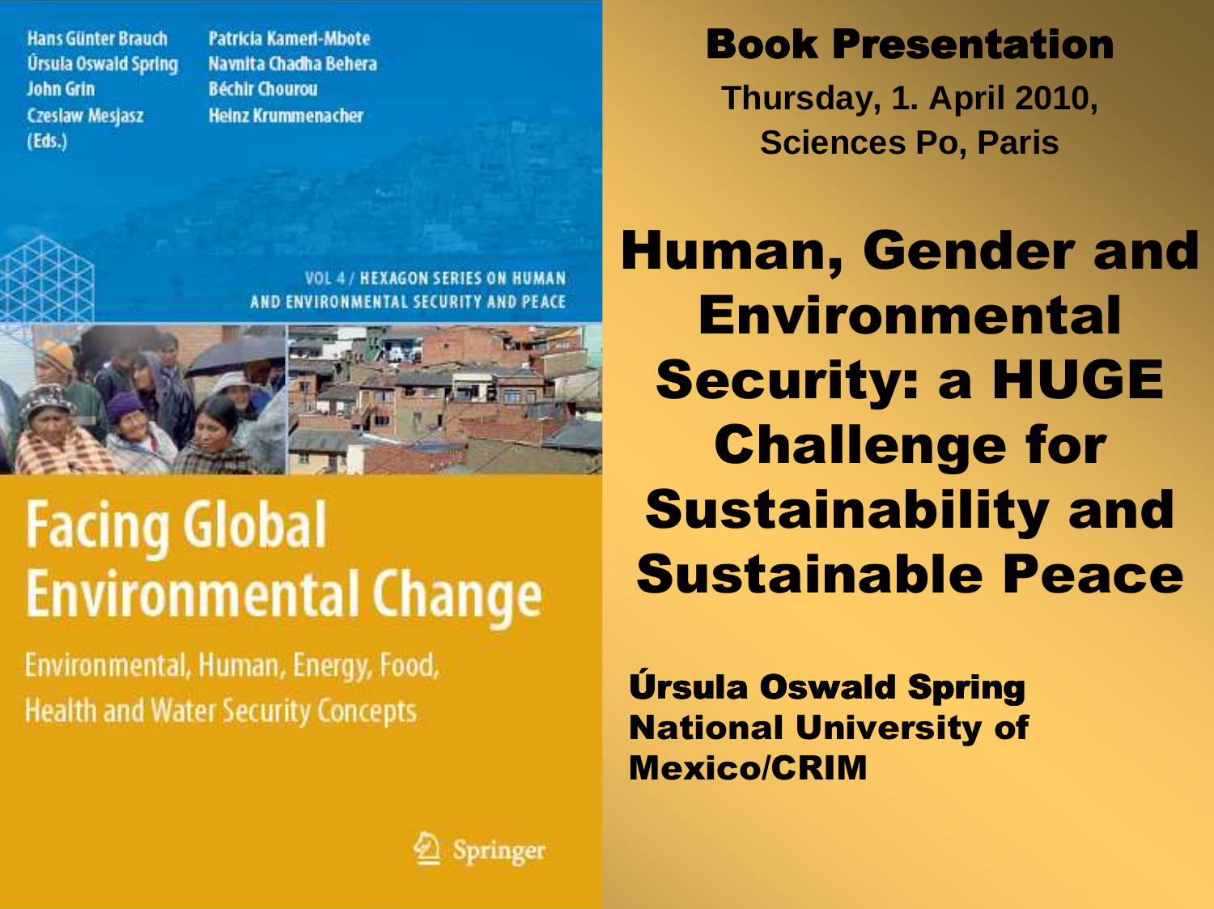Hans Günter Brauch
Úrsula Oswald Spring
John Grin
Czeslaw Mesjasz
(Eds.)

Patricia Kameri-Mbote
Navnita Chadha Behera
Béchir Chourou
Heinz Krummenacher

VOL 4 / HEXAGON SERIES ON HUMAN AND ENVIRONMENTAL SECURITY AND PEACE

**Facing Global Environmental Change**

Environmental, Human, Energy, Food, Health and Water Security Concepts

Springer

# Book Presentation

**Thursday, 1. April 2010, Sciences Po, Paris**

# Human, Gender and Environmental Security: a HUGE Challenge for Sustainability and Sustainable Peace

**Úrsula Oswald Spring**
**National University of Mexico/CRIM**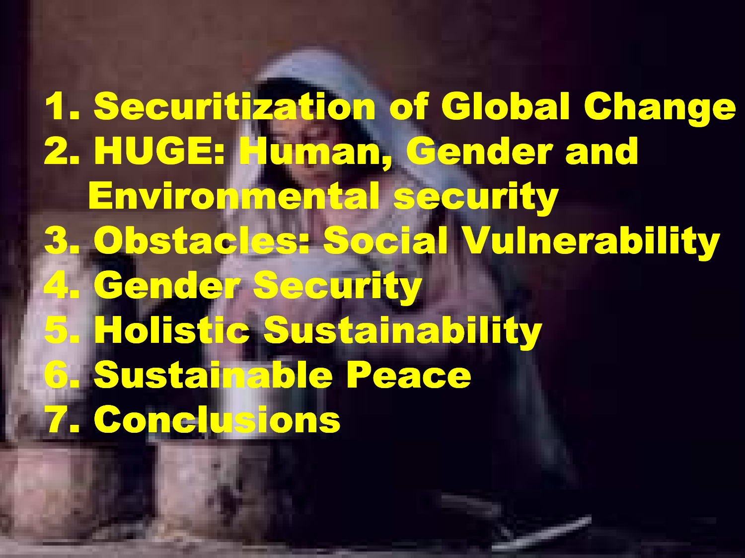1. Securitization of Global Change
2. HUGE: Human, Gender and Environmental security
3. Obstacles: Social Vulnerability
4. Gender Security
5. Holistic Sustainability
6. Sustainable Peace
7. Conclusions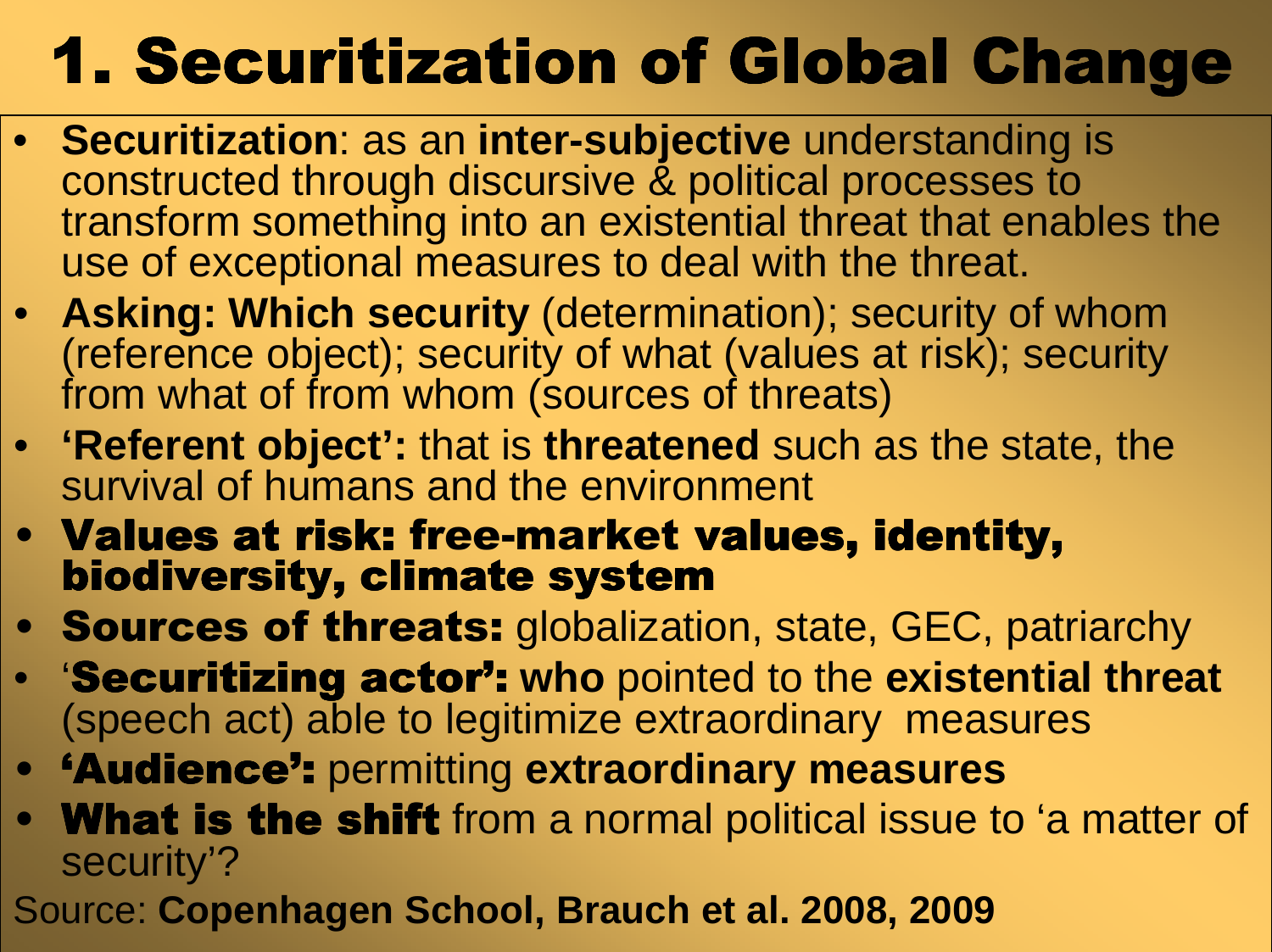# 1. Securitization of Global Change

- **Securitization**: as an **inter-subjective** understanding is constructed through discursive & political processes to transform something into an existential threat that enables the use of exceptional measures to deal with the threat.
- **Asking: Which security** (determination); security of whom (reference object); security of what (values at risk); security from what of from whom (sources of threats)
- **'Referent object':** that is **threatened** such as the state, the survival of humans and the environment
- **Values at risk: free-market values, identity, biodiversity, climate system**
- **Sources of threats:** globalization, state, GEC, patriarchy
- '**Securitizing actor': who** pointed to the **existential threat** (speech act) able to legitimize extraordinary measures
- **'Audience':** permitting **extraordinary measures**
- **What is the shift** from a normal political issue to 'a matter of security'?

Source: **Copenhagen School, Brauch et al. 2008, 2009**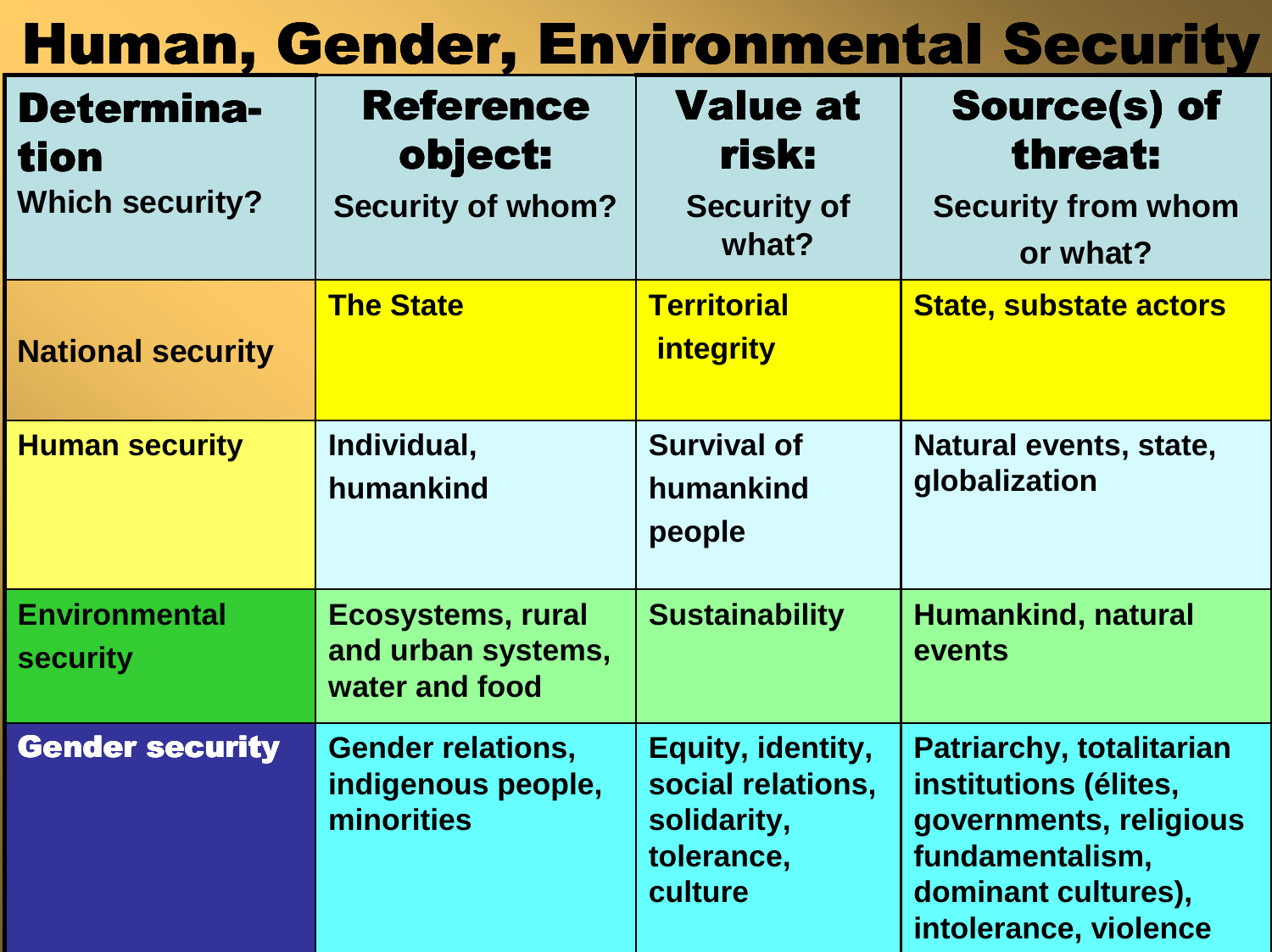# Human, Gender, Environmental Security

| **Determination** Which security? | **Reference object:** Security of whom? | **Value at risk:** Security of what? | **Source(s) of threat:** Security from whom or what? |
|---|---|---|---|
| National security | The State | Territorial integrity | State, substate actors |
| Human security | Individual, humankind | Survival of humankind people | Natural events, state, globalization |
| Environmental security | Ecosystems, rural and urban systems, water and food | Sustainability | Humankind, natural events |
| Gender security | Gender relations, indigenous people, minorities | Equity, identity, social relations, solidarity, tolerance, culture | Patriarchy, totalitarian institutions (élites, governments, religious fundamentalism, dominant cultures), intolerance, violence |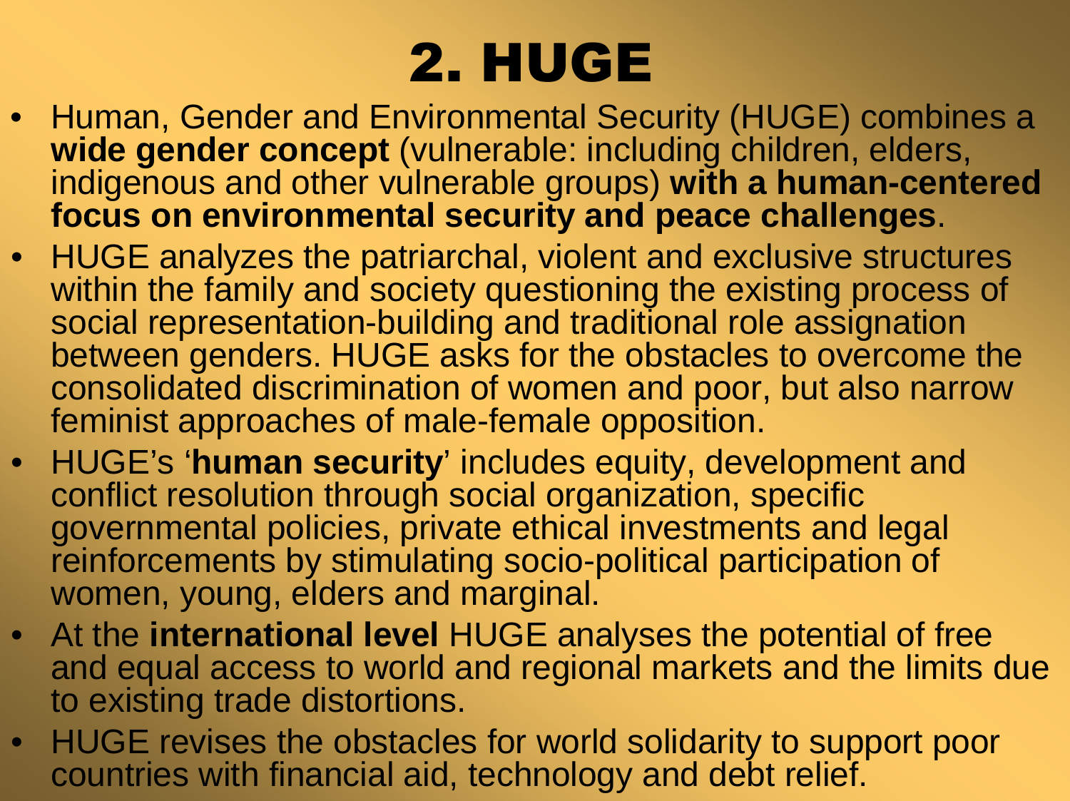# 2. HUGE

- Human, Gender and Environmental Security (HUGE) combines a **wide gender concept** (vulnerable: including children, elders, indigenous and other vulnerable groups) **with a human-centered focus on environmental security and peace challenges**.
- HUGE analyzes the patriarchal, violent and exclusive structures within the family and society questioning the existing process of social representation-building and traditional role assignation between genders. HUGE asks for the obstacles to overcome the consolidated discrimination of women and poor, but also narrow feminist approaches of male-female opposition.
- HUGE's '**human security**' includes equity, development and conflict resolution through social organization, specific governmental policies, private ethical investments and legal reinforcements by stimulating socio-political participation of women, young, elders and marginal.
- At the **international level** HUGE analyses the potential of free and equal access to world and regional markets and the limits due to existing trade distortions.
- HUGE revises the obstacles for world solidarity to support poor countries with financial aid, technology and debt relief.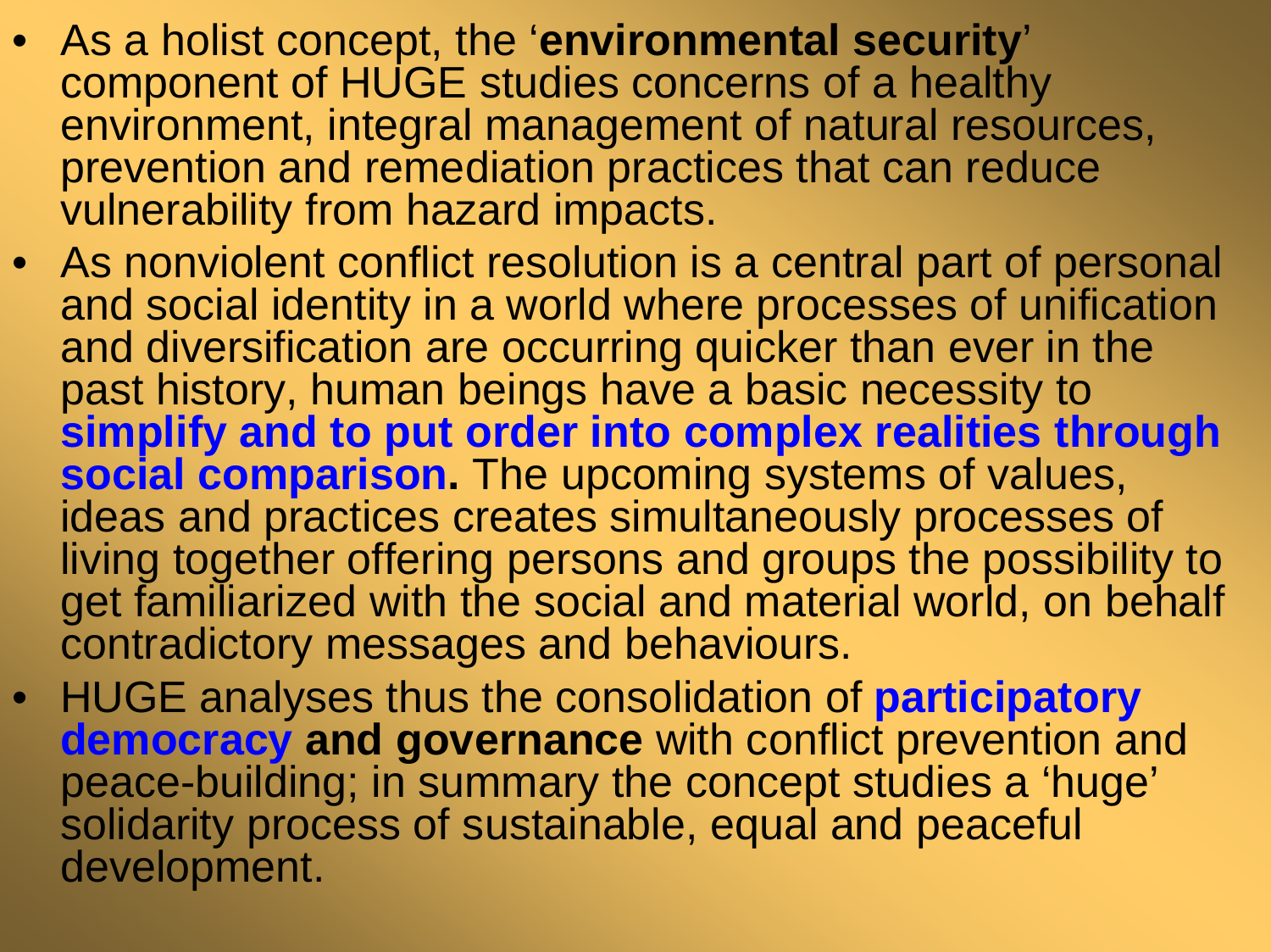- As a holist concept, the '**environmental security**' component of HUGE studies concerns of a healthy environment, integral management of natural resources, prevention and remediation practices that can reduce vulnerability from hazard impacts.
- As nonviolent conflict resolution is a central part of personal and social identity in a world where processes of unification and diversification are occurring quicker than ever in the past history, human beings have a basic necessity to **simplify and to put order into complex realities through social comparison.** The upcoming systems of values, ideas and practices creates simultaneously processes of living together offering persons and groups the possibility to get familiarized with the social and material world, on behalf contradictory messages and behaviours.
- HUGE analyses thus the consolidation of **participatory democracy and governance** with conflict prevention and peace-building; in summary the concept studies a 'huge' solidarity process of sustainable, equal and peaceful development.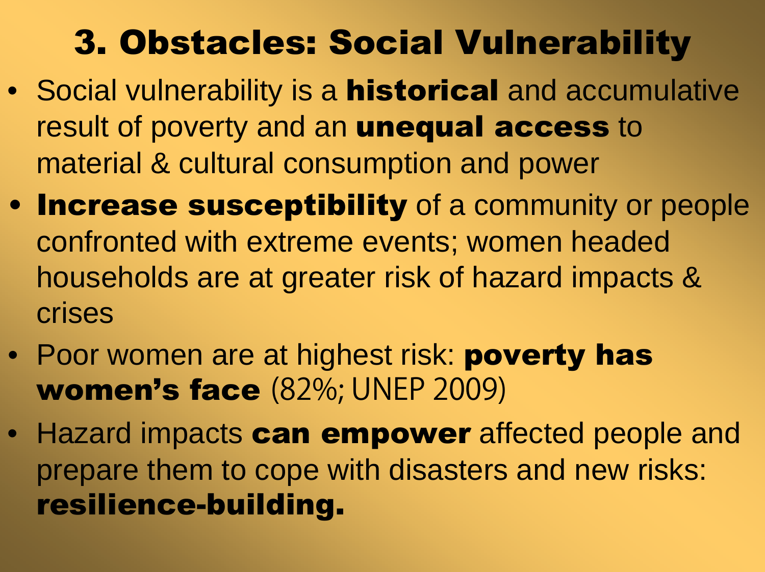# 3. Obstacles: Social Vulnerability

- Social vulnerability is a **historical** and accumulative result of poverty and an **unequal access** to material & cultural consumption and power
- **Increase susceptibility** of a community or people confronted with extreme events; women headed households are at greater risk of hazard impacts & crises
- Poor women are at highest risk: **poverty has women's face** (82%; UNEP 2009)
- Hazard impacts **can empower** affected people and prepare them to cope with disasters and new risks: **resilience-building.**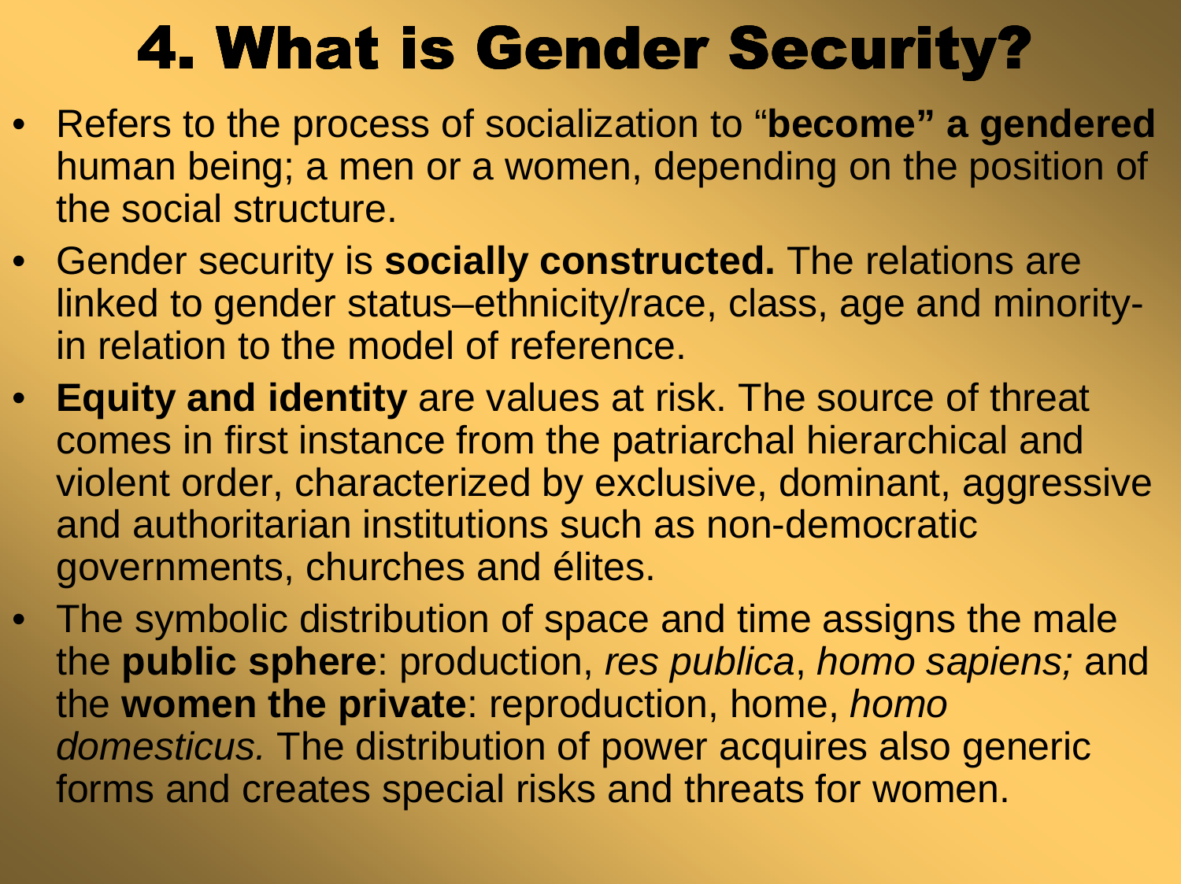# 4. What is Gender Security?

- Refers to the process of socialization to "**become" a gendered** human being; a men or a women, depending on the position of the social structure.
- Gender security is **socially constructed.** The relations are linked to gender status–ethnicity/race, class, age and minority- in relation to the model of reference.
- **Equity and identity** are values at risk. The source of threat comes in first instance from the patriarchal hierarchical and violent order, characterized by exclusive, dominant, aggressive and authoritarian institutions such as non-democratic governments, churches and élites.
- The symbolic distribution of space and time assigns the male the **public sphere**: production, *res publica*, *homo sapiens;* and the **women the private**: reproduction, home, *homo domesticus.* The distribution of power acquires also generic forms and creates special risks and threats for women.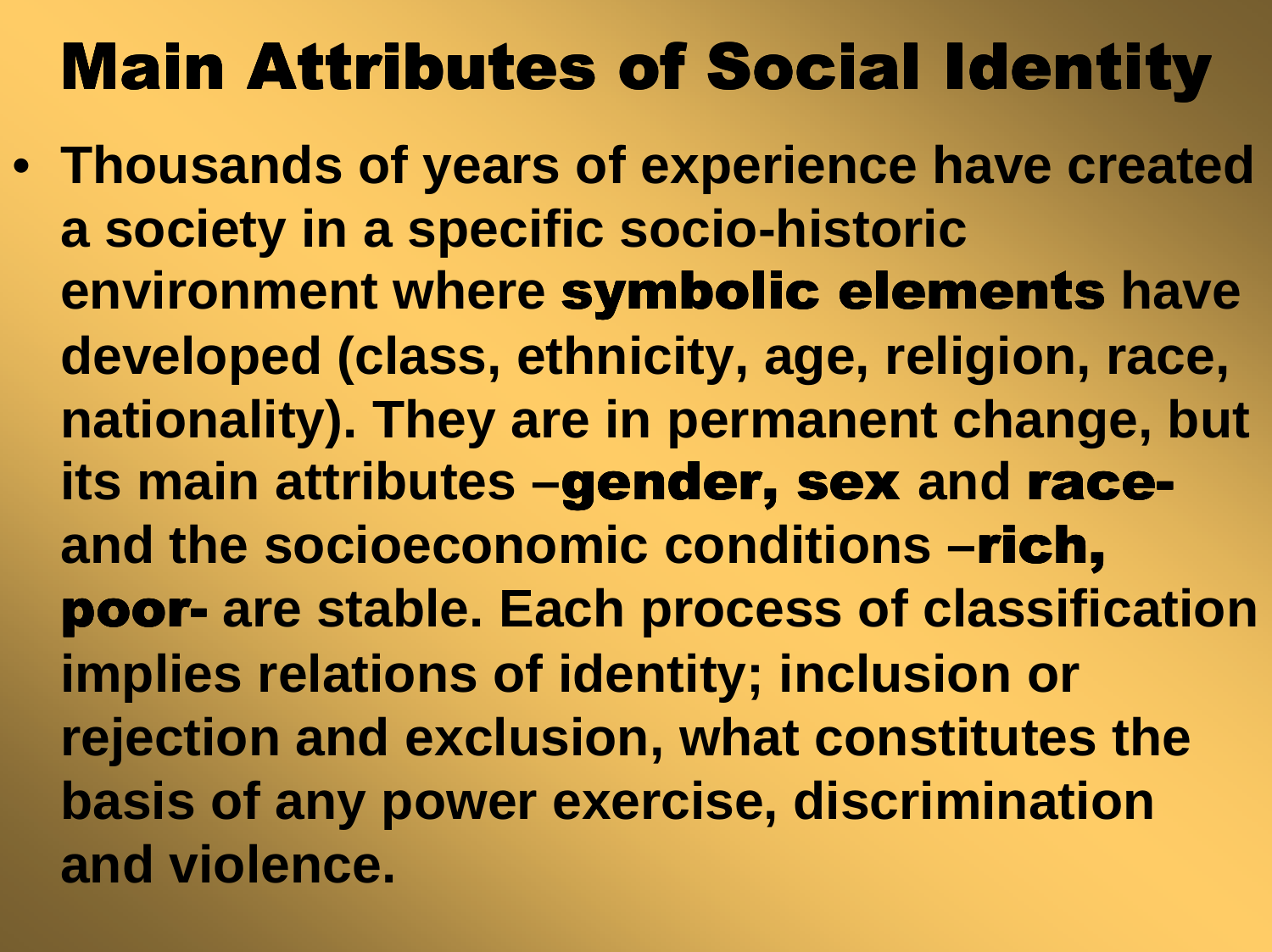# Main Attributes of Social Identity

- **Thousands of years of experience have created a society in a specific socio-historic environment where symbolic elements have developed (class, ethnicity, age, religion, race, nationality). They are in permanent change, but its main attributes –gender, sex and race- and the socioeconomic conditions –rich, poor- are stable. Each process of classification implies relations of identity; inclusion or rejection and exclusion, what constitutes the basis of any power exercise, discrimination and violence.**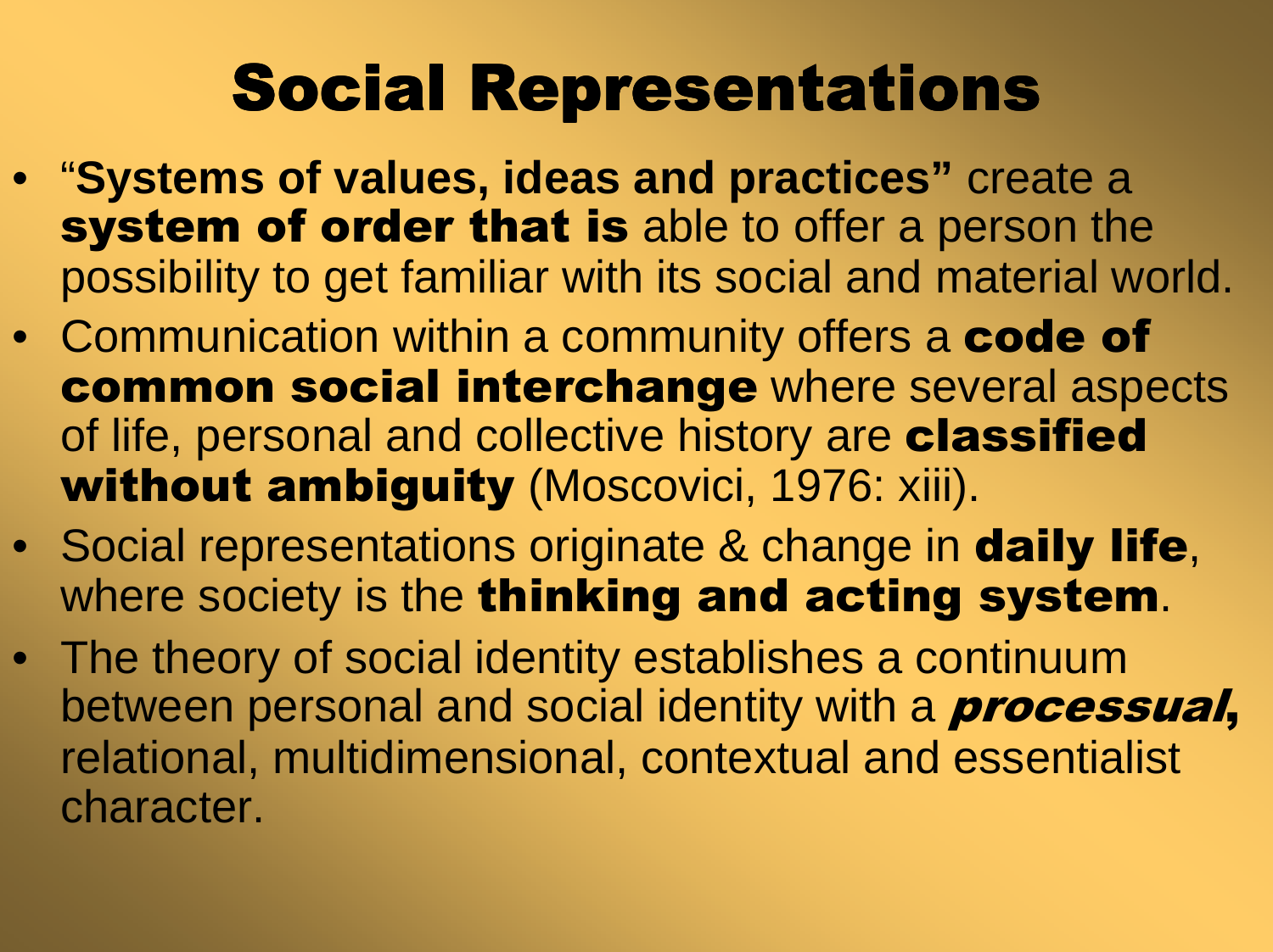# Social Representations

- "**Systems of values, ideas and practices"** create a **system of order that is** able to offer a person the possibility to get familiar with its social and material world.
- Communication within a community offers a **code of common social interchange** where several aspects of life, personal and collective history are **classified without ambiguity** (Moscovici, 1976: xiii).
- Social representations originate & change in **daily life**, where society is the **thinking and acting system**.
- The theory of social identity establishes a continuum between personal and social identity with a ***processual***, relational, multidimensional, contextual and essentialist character.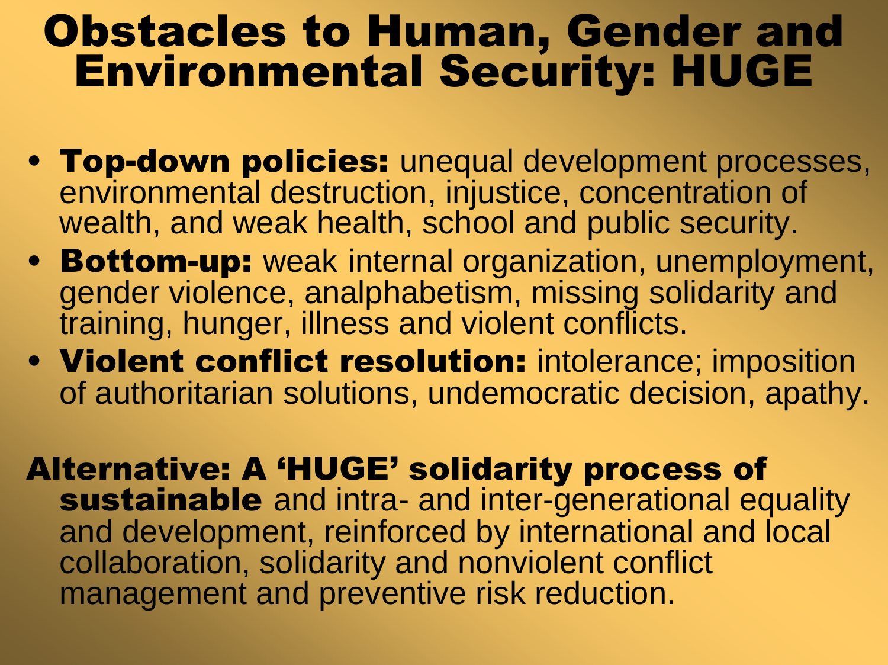# Obstacles to Human, Gender and Environmental Security: HUGE

- **Top-down policies:** unequal development processes, environmental destruction, injustice, concentration of wealth, and weak health, school and public security.
- **Bottom-up:** weak internal organization, unemployment, gender violence, analphabetism, missing solidarity and training, hunger, illness and violent conflicts.
- **Violent conflict resolution:** intolerance; imposition of authoritarian solutions, undemocratic decision, apathy.

**Alternative: A 'HUGE' solidarity process of sustainable** and intra- and inter-generational equality and development, reinforced by international and local collaboration, solidarity and nonviolent conflict management and preventive risk reduction.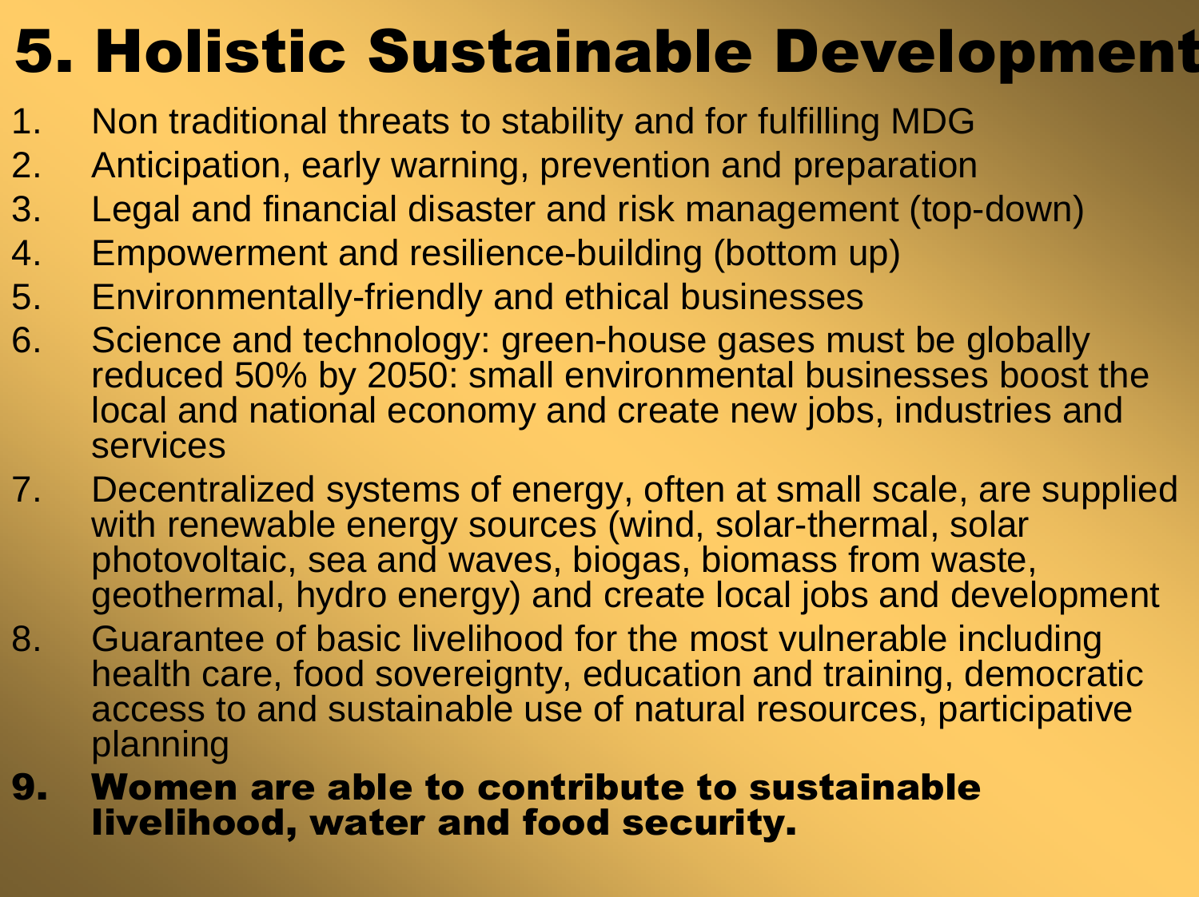# 5. Holistic Sustainable Development

1. Non traditional threats to stability and for fulfilling MDG
2. Anticipation, early warning, prevention and preparation
3. Legal and financial disaster and risk management (top-down)
4. Empowerment and resilience-building (bottom up)
5. Environmentally-friendly and ethical businesses
6. Science and technology: green-house gases must be globally reduced 50% by 2050: small environmental businesses boost the local and national economy and create new jobs, industries and services
7. Decentralized systems of energy, often at small scale, are supplied with renewable energy sources (wind, solar-thermal, solar photovoltaic, sea and waves, biogas, biomass from waste, geothermal, hydro energy) and create local jobs and development
8. Guarantee of basic livelihood for the most vulnerable including health care, food sovereignty, education and training, democratic access to and sustainable use of natural resources, participative planning
9. **Women are able to contribute to sustainable livelihood, water and food security.**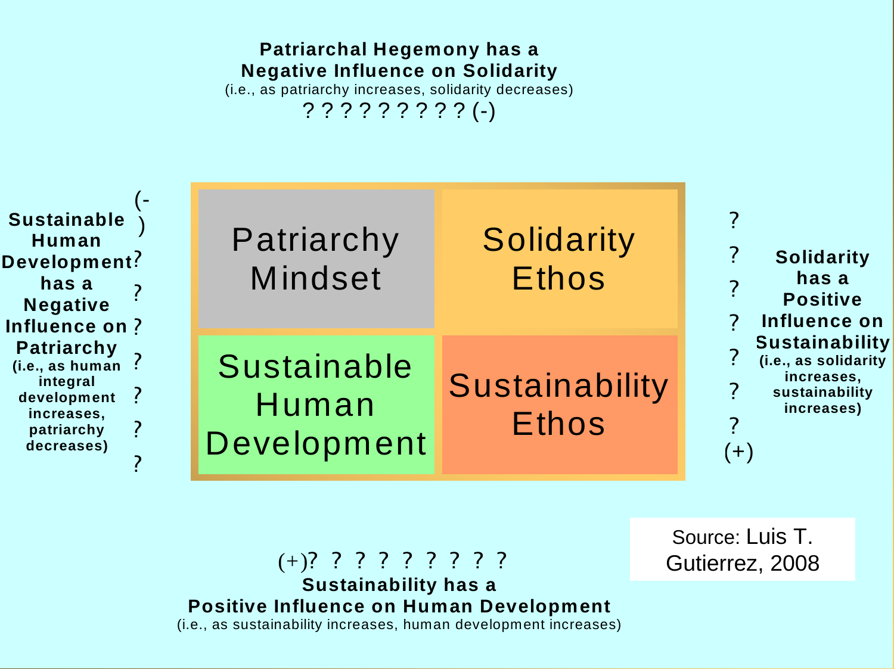**Patriarchal Hegemony has a Negative Influence on Solidarity**
(i.e., as patriarchy increases, solidarity decreases)
? ? ? ? ? ? ? ? ? (-)

| Patriarchy Mindset | Solidarity Ethos |
| --- | --- |
| Sustainable Human Development | Sustainability Ethos |

**Sustainable Human Development has a Negative Influence on Patriarchy**
(i.e., as human integral development increases, patriarchy decreases)
(-) ? ? ? ? ? ? ?

**Solidarity has a Positive Influence on Sustainability**
(i.e., as solidarity increases, sustainability increases)
? ? ? ? ? ? ? (+)

(+)? ? ? ? ? ? ? ? ?
**Sustainability has a Positive Influence on Human Development**
(i.e., as sustainability increases, human development increases)

Source: Luis T. Gutierrez, 2008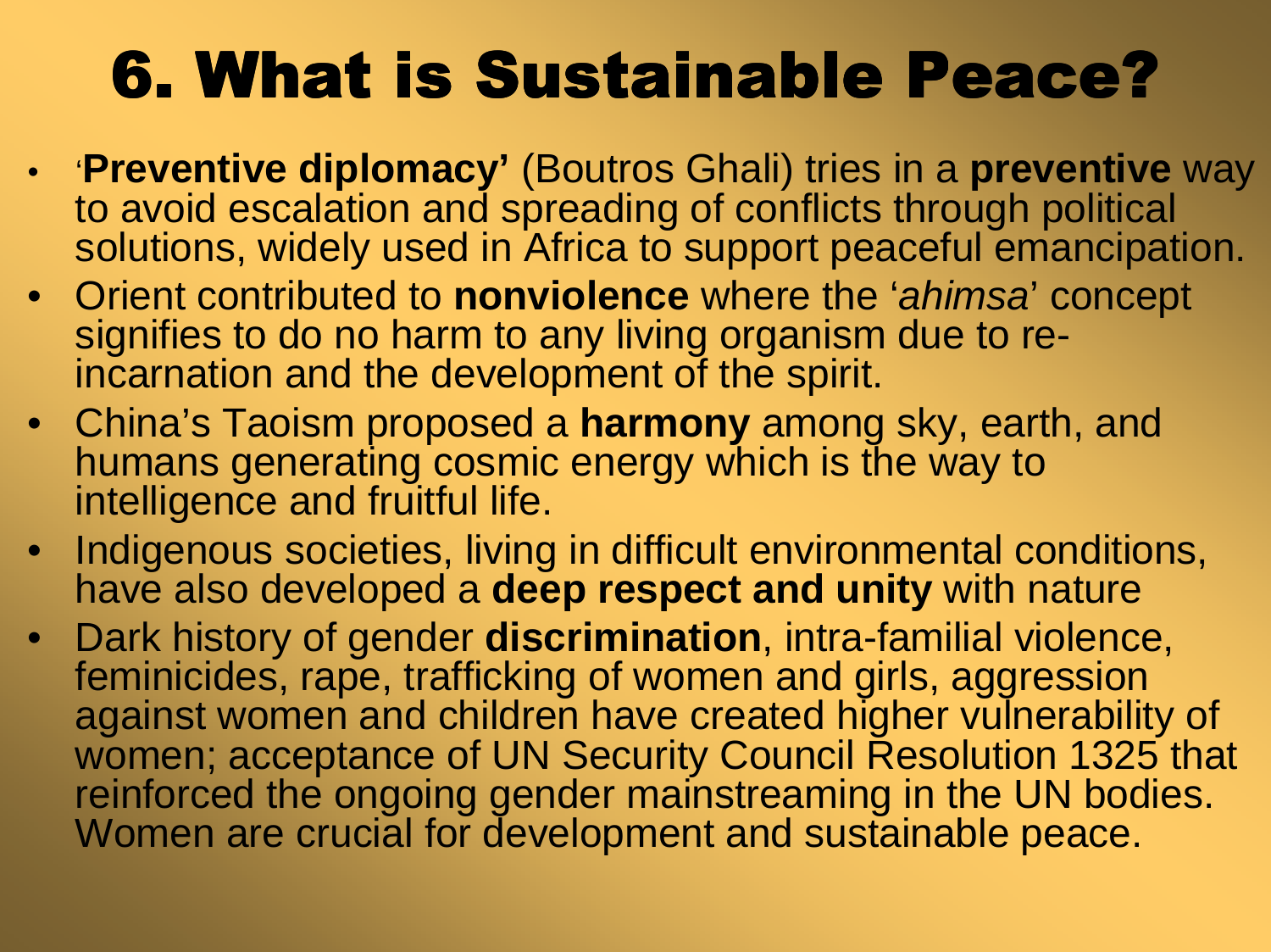# 6. What is Sustainable Peace?

- '**Preventive diplomacy'** (Boutros Ghali) tries in a **preventive** way to avoid escalation and spreading of conflicts through political solutions, widely used in Africa to support peaceful emancipation.
- Orient contributed to **nonviolence** where the '*ahimsa*' concept signifies to do no harm to any living organism due to re-incarnation and the development of the spirit.
- China's Taoism proposed a **harmony** among sky, earth, and humans generating cosmic energy which is the way to intelligence and fruitful life.
- Indigenous societies, living in difficult environmental conditions, have also developed a **deep respect and unity** with nature
- Dark history of gender **discrimination**, intra-familial violence, feminicides, rape, trafficking of women and girls, aggression against women and children have created higher vulnerability of women; acceptance of UN Security Council Resolution 1325 that reinforced the ongoing gender mainstreaming in the UN bodies. Women are crucial for development and sustainable peace.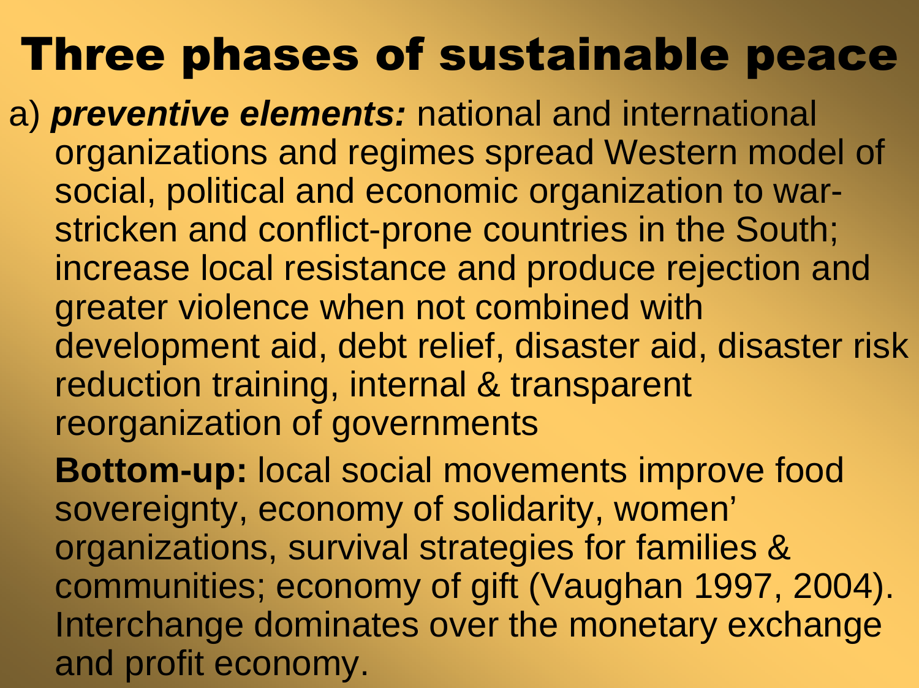# Three phases of sustainable peace

a) ***preventive elements:*** national and international organizations and regimes spread Western model of social, political and economic organization to war-stricken and conflict-prone countries in the South; increase local resistance and produce rejection and greater violence when not combined with development aid, debt relief, disaster aid, disaster risk reduction training, internal & transparent reorganization of governments

**Bottom-up:** local social movements improve food sovereignty, economy of solidarity, women' organizations, survival strategies for families & communities; economy of gift (Vaughan 1997, 2004). Interchange dominates over the monetary exchange and profit economy.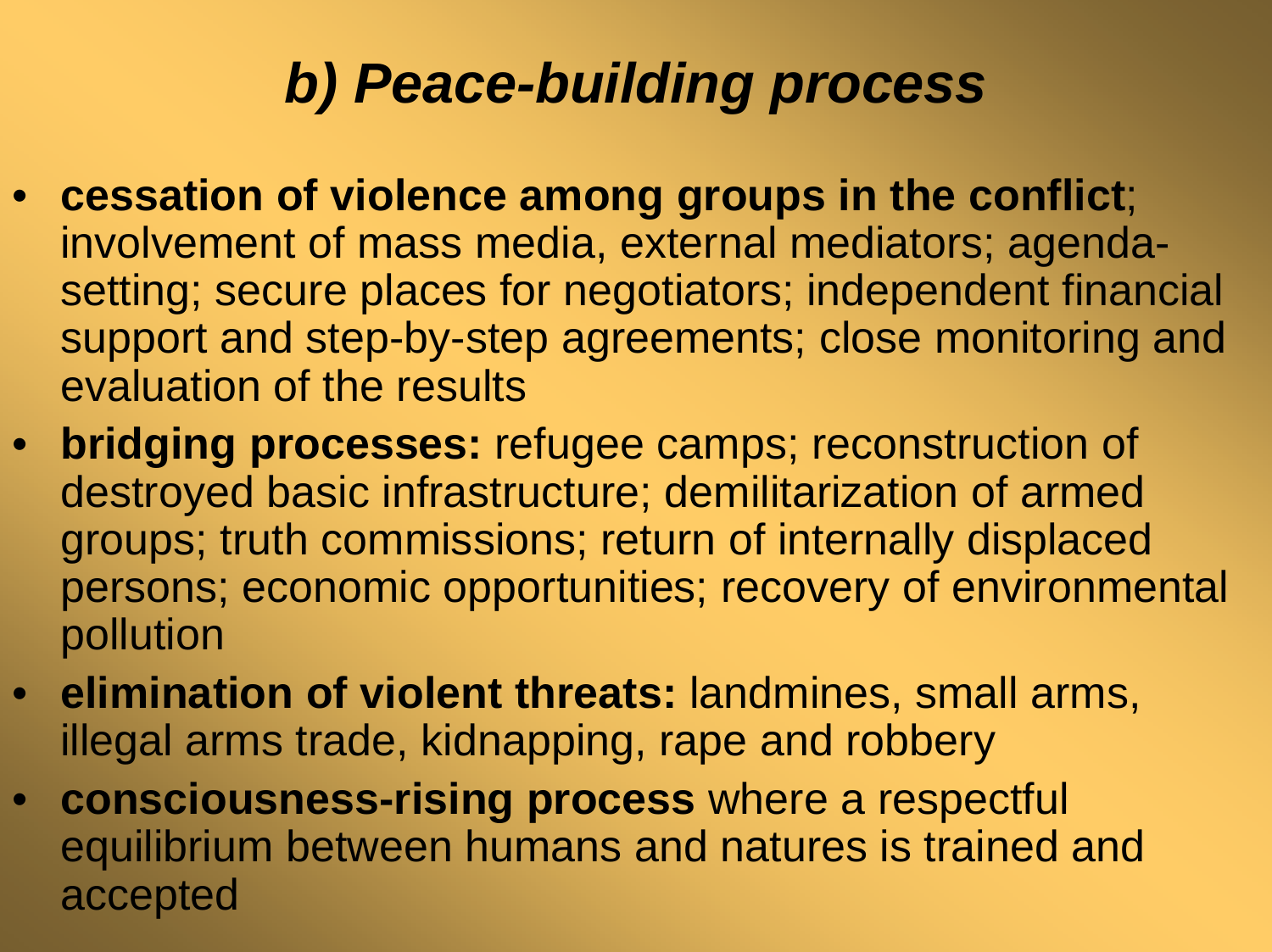# *b) Peace-building process*

- **cessation of violence among groups in the conflict**; involvement of mass media, external mediators; agenda-setting; secure places for negotiators; independent financial support and step-by-step agreements; close monitoring and evaluation of the results
- **bridging processes:** refugee camps; reconstruction of destroyed basic infrastructure; demilitarization of armed groups; truth commissions; return of internally displaced persons; economic opportunities; recovery of environmental pollution
- **elimination of violent threats:** landmines, small arms, illegal arms trade, kidnapping, rape and robbery
- **consciousness-rising process** where a respectful equilibrium between humans and natures is trained and accepted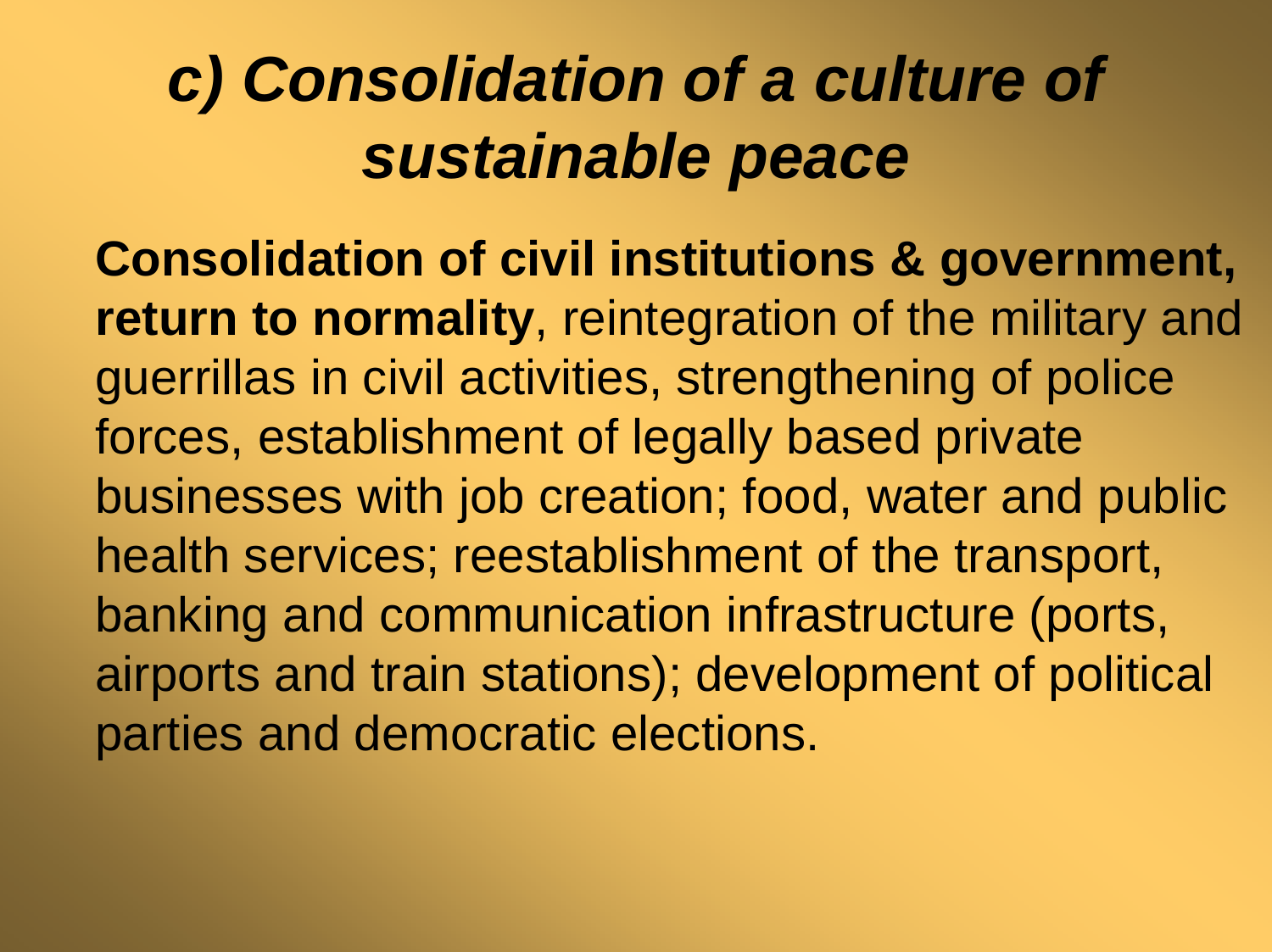# *c) Consolidation of a culture of sustainable peace*

**Consolidation of civil institutions & government, return to normality**, reintegration of the military and guerrillas in civil activities, strengthening of police forces, establishment of legally based private businesses with job creation; food, water and public health services; reestablishment of the transport, banking and communication infrastructure (ports, airports and train stations); development of political parties and democratic elections.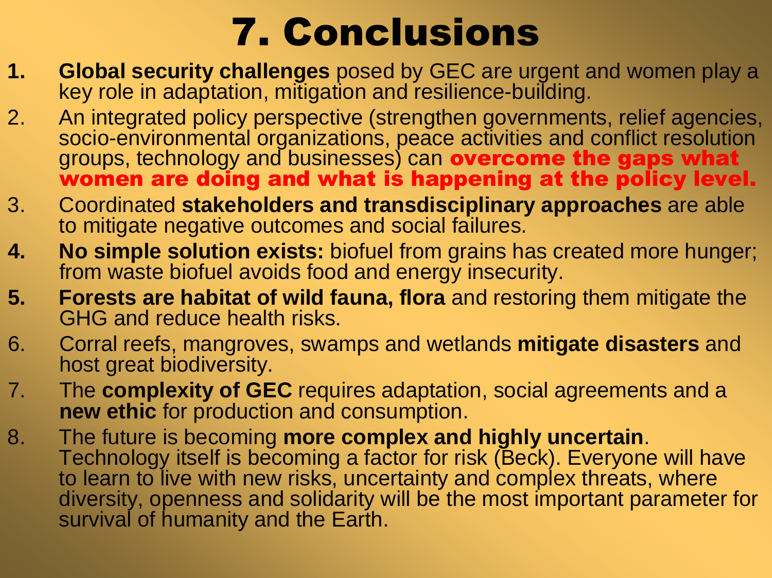# 7. Conclusions

1. **Global security challenges** posed by GEC are urgent and women play a key role in adaptation, mitigation and resilience-building.
2. An integrated policy perspective (strengthen governments, relief agencies, socio-environmental organizations, peace activities and conflict resolution groups, technology and businesses) can **overcome the gaps what women are doing and what is happening at the policy level.**
3. Coordinated **stakeholders and transdisciplinary approaches** are able to mitigate negative outcomes and social failures.
4. **No simple solution exists:** biofuel from grains has created more hunger; from waste biofuel avoids food and energy insecurity.
5. **Forests are habitat of wild fauna, flora** and restoring them mitigate the GHG and reduce health risks.
6. Corral reefs, mangroves, swamps and wetlands **mitigate disasters** and host great biodiversity.
7. The **complexity of GEC** requires adaptation, social agreements and a **new ethic** for production and consumption.
8. The future is becoming **more complex and highly uncertain**. Technology itself is becoming a factor for risk (Beck). Everyone will have to learn to live with new risks, uncertainty and complex threats, where diversity, openness and solidarity will be the most important parameter for survival of humanity and the Earth.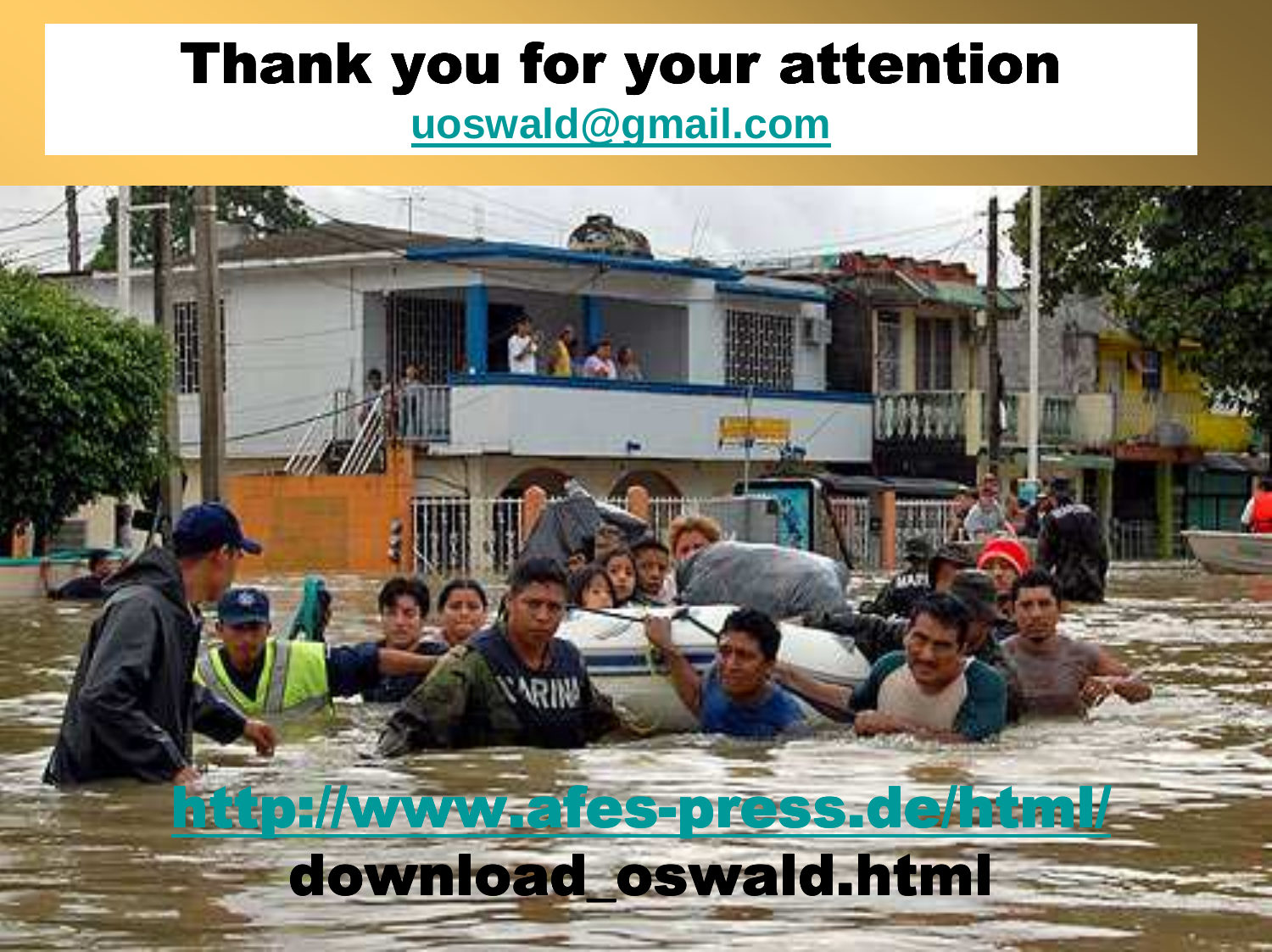# Thank you for your attention

uoswald@gmail.com

http://www.afes-press.de/html/download_oswald.html